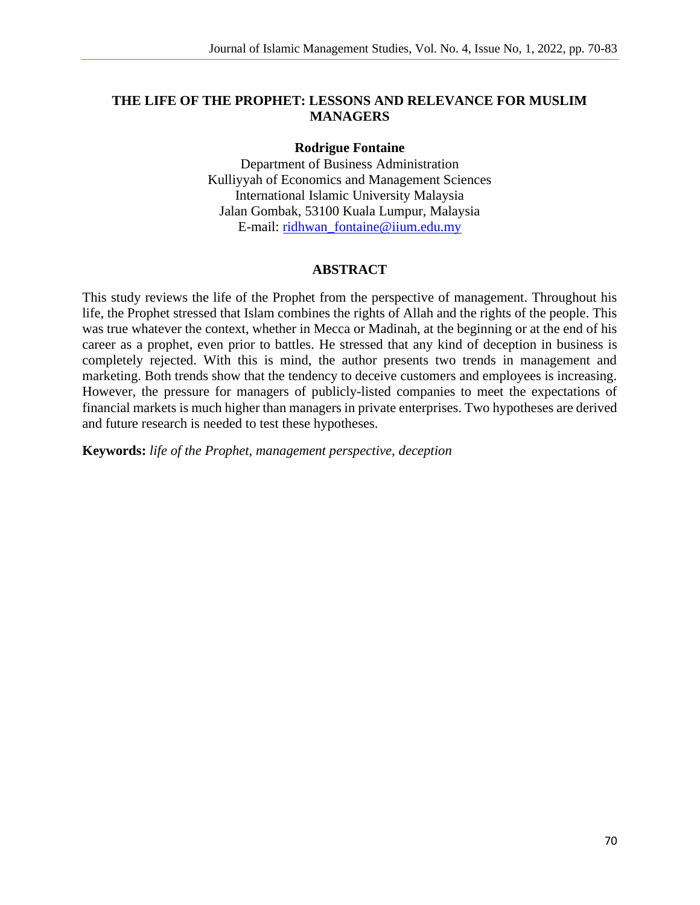# THE LIFE OF THE PROPHET: LESSONS AND RELEVANCE FOR MUSLIM MANAGERS

**Rodrigue Fontaine**

Department of Business Administration
Kulliyyah of Economics and Management Sciences
International Islamic University Malaysia
Jalan Gombak, 53100 Kuala Lumpur, Malaysia
E-mail: ridhwan_fontaine@iium.edu.my

## ABSTRACT

This study reviews the life of the Prophet from the perspective of management. Throughout his life, the Prophet stressed that Islam combines the rights of Allah and the rights of the people. This was true whatever the context, whether in Mecca or Madinah, at the beginning or at the end of his career as a prophet, even prior to battles. He stressed that any kind of deception in business is completely rejected. With this is mind, the author presents two trends in management and marketing. Both trends show that the tendency to deceive customers and employees is increasing. However, the pressure for managers of publicly-listed companies to meet the expectations of financial markets is much higher than managers in private enterprises. Two hypotheses are derived and future research is needed to test these hypotheses.

**Keywords:** *life of the Prophet, management perspective, deception*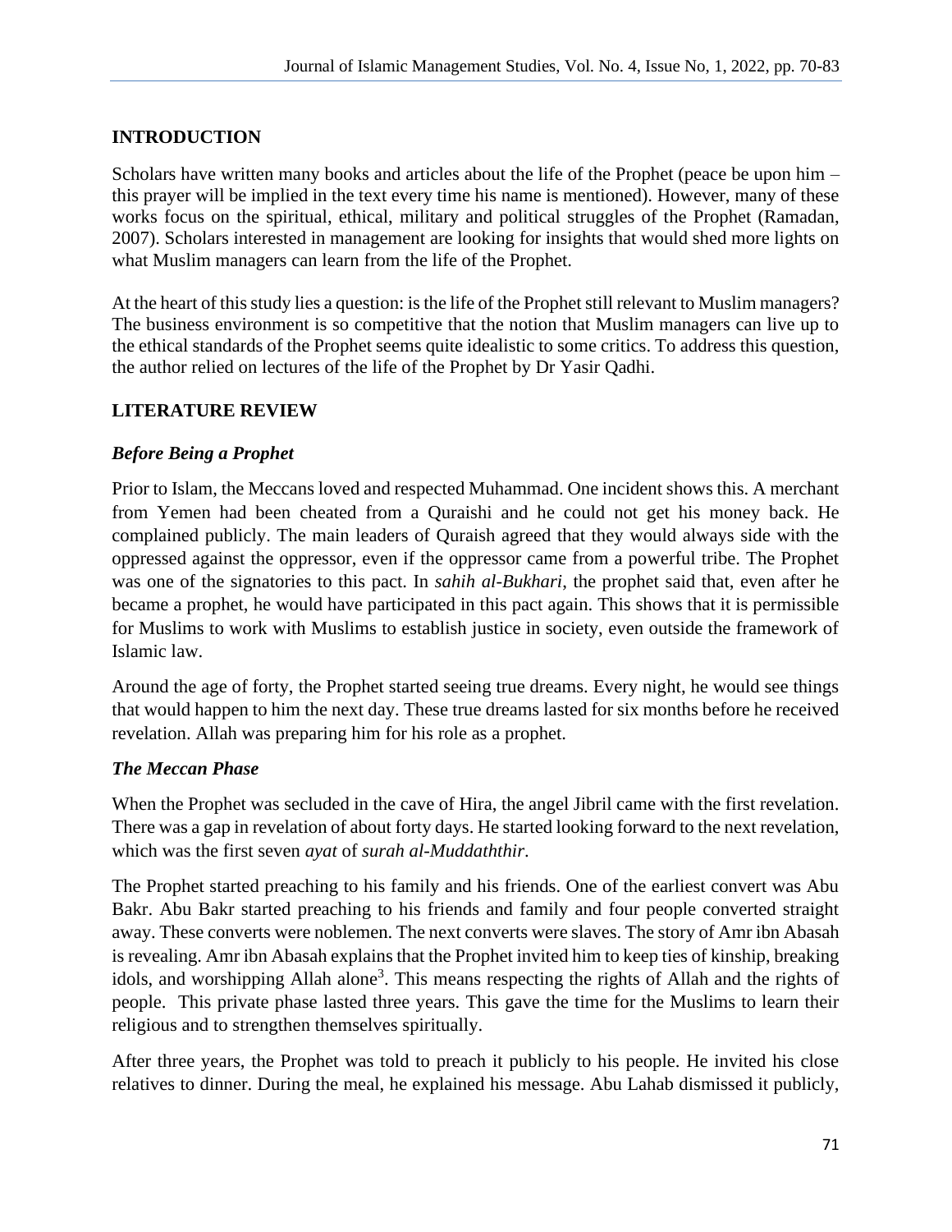## INTRODUCTION

Scholars have written many books and articles about the life of the Prophet (peace be upon him – this prayer will be implied in the text every time his name is mentioned). However, many of these works focus on the spiritual, ethical, military and political struggles of the Prophet (Ramadan, 2007). Scholars interested in management are looking for insights that would shed more lights on what Muslim managers can learn from the life of the Prophet.

At the heart of this study lies a question: is the life of the Prophet still relevant to Muslim managers? The business environment is so competitive that the notion that Muslim managers can live up to the ethical standards of the Prophet seems quite idealistic to some critics. To address this question, the author relied on lectures of the life of the Prophet by Dr Yasir Qadhi.

## LITERATURE REVIEW

### *Before Being a Prophet*

Prior to Islam, the Meccans loved and respected Muhammad. One incident shows this. A merchant from Yemen had been cheated from a Quraishi and he could not get his money back. He complained publicly. The main leaders of Quraish agreed that they would always side with the oppressed against the oppressor, even if the oppressor came from a powerful tribe. The Prophet was one of the signatories to this pact. In *sahih al-Bukhari*, the prophet said that, even after he became a prophet, he would have participated in this pact again. This shows that it is permissible for Muslims to work with Muslims to establish justice in society, even outside the framework of Islamic law.

Around the age of forty, the Prophet started seeing true dreams. Every night, he would see things that would happen to him the next day. These true dreams lasted for six months before he received revelation. Allah was preparing him for his role as a prophet.

### *The Meccan Phase*

When the Prophet was secluded in the cave of Hira, the angel Jibril came with the first revelation. There was a gap in revelation of about forty days. He started looking forward to the next revelation, which was the first seven *ayat* of *surah al-Muddaththir*.

The Prophet started preaching to his family and his friends. One of the earliest convert was Abu Bakr. Abu Bakr started preaching to his friends and family and four people converted straight away. These converts were noblemen. The next converts were slaves. The story of Amr ibn Abasah is revealing. Amr ibn Abasah explains that the Prophet invited him to keep ties of kinship, breaking idols, and worshipping Allah alone[3]. This means respecting the rights of Allah and the rights of people. This private phase lasted three years. This gave the time for the Muslims to learn their religious and to strengthen themselves spiritually.

After three years, the Prophet was told to preach it publicly to his people. He invited his close relatives to dinner. During the meal, he explained his message. Abu Lahab dismissed it publicly,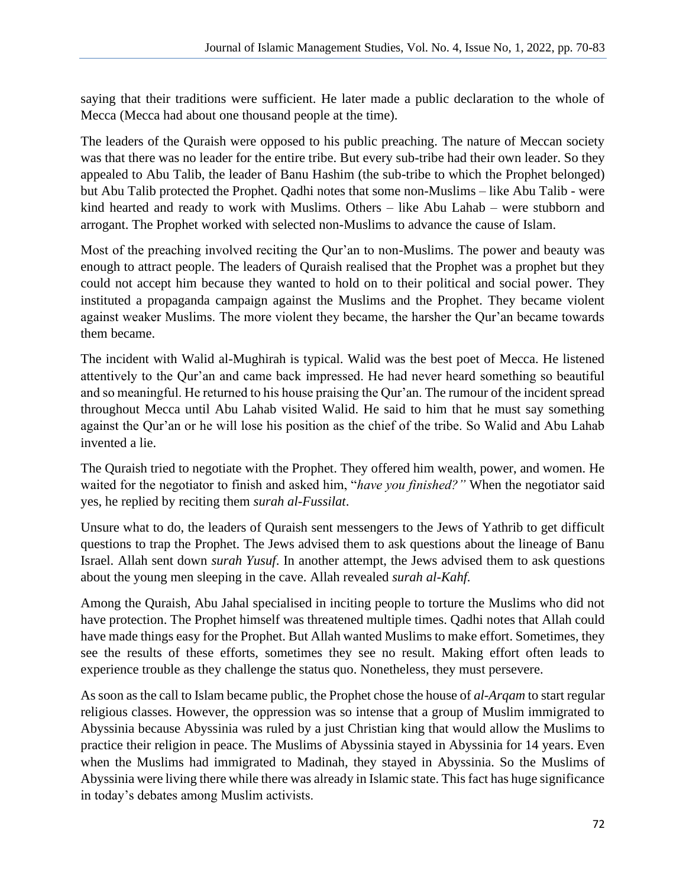saying that their traditions were sufficient. He later made a public declaration to the whole of Mecca (Mecca had about one thousand people at the time).

The leaders of the Quraish were opposed to his public preaching. The nature of Meccan society was that there was no leader for the entire tribe. But every sub-tribe had their own leader. So they appealed to Abu Talib, the leader of Banu Hashim (the sub-tribe to which the Prophet belonged) but Abu Talib protected the Prophet. Qadhi notes that some non-Muslims – like Abu Talib - were kind hearted and ready to work with Muslims. Others – like Abu Lahab – were stubborn and arrogant. The Prophet worked with selected non-Muslims to advance the cause of Islam.

Most of the preaching involved reciting the Qur'an to non-Muslims. The power and beauty was enough to attract people. The leaders of Quraish realised that the Prophet was a prophet but they could not accept him because they wanted to hold on to their political and social power. They instituted a propaganda campaign against the Muslims and the Prophet. They became violent against weaker Muslims. The more violent they became, the harsher the Qur'an became towards them became.

The incident with Walid al-Mughirah is typical. Walid was the best poet of Mecca. He listened attentively to the Qur'an and came back impressed. He had never heard something so beautiful and so meaningful. He returned to his house praising the Qur'an. The rumour of the incident spread throughout Mecca until Abu Lahab visited Walid. He said to him that he must say something against the Qur'an or he will lose his position as the chief of the tribe. So Walid and Abu Lahab invented a lie.

The Quraish tried to negotiate with the Prophet. They offered him wealth, power, and women. He waited for the negotiator to finish and asked him, "*have you finished?"* When the negotiator said yes, he replied by reciting them *surah al-Fussilat*.

Unsure what to do, the leaders of Quraish sent messengers to the Jews of Yathrib to get difficult questions to trap the Prophet. The Jews advised them to ask questions about the lineage of Banu Israel. Allah sent down *surah Yusuf*. In another attempt, the Jews advised them to ask questions about the young men sleeping in the cave. Allah revealed *surah al-Kahf.*

Among the Quraish, Abu Jahal specialised in inciting people to torture the Muslims who did not have protection. The Prophet himself was threatened multiple times. Qadhi notes that Allah could have made things easy for the Prophet. But Allah wanted Muslims to make effort. Sometimes, they see the results of these efforts, sometimes they see no result. Making effort often leads to experience trouble as they challenge the status quo. Nonetheless, they must persevere.

As soon as the call to Islam became public, the Prophet chose the house of *al-Arqam* to start regular religious classes. However, the oppression was so intense that a group of Muslim immigrated to Abyssinia because Abyssinia was ruled by a just Christian king that would allow the Muslims to practice their religion in peace. The Muslims of Abyssinia stayed in Abyssinia for 14 years. Even when the Muslims had immigrated to Madinah, they stayed in Abyssinia. So the Muslims of Abyssinia were living there while there was already in Islamic state. This fact has huge significance in today's debates among Muslim activists.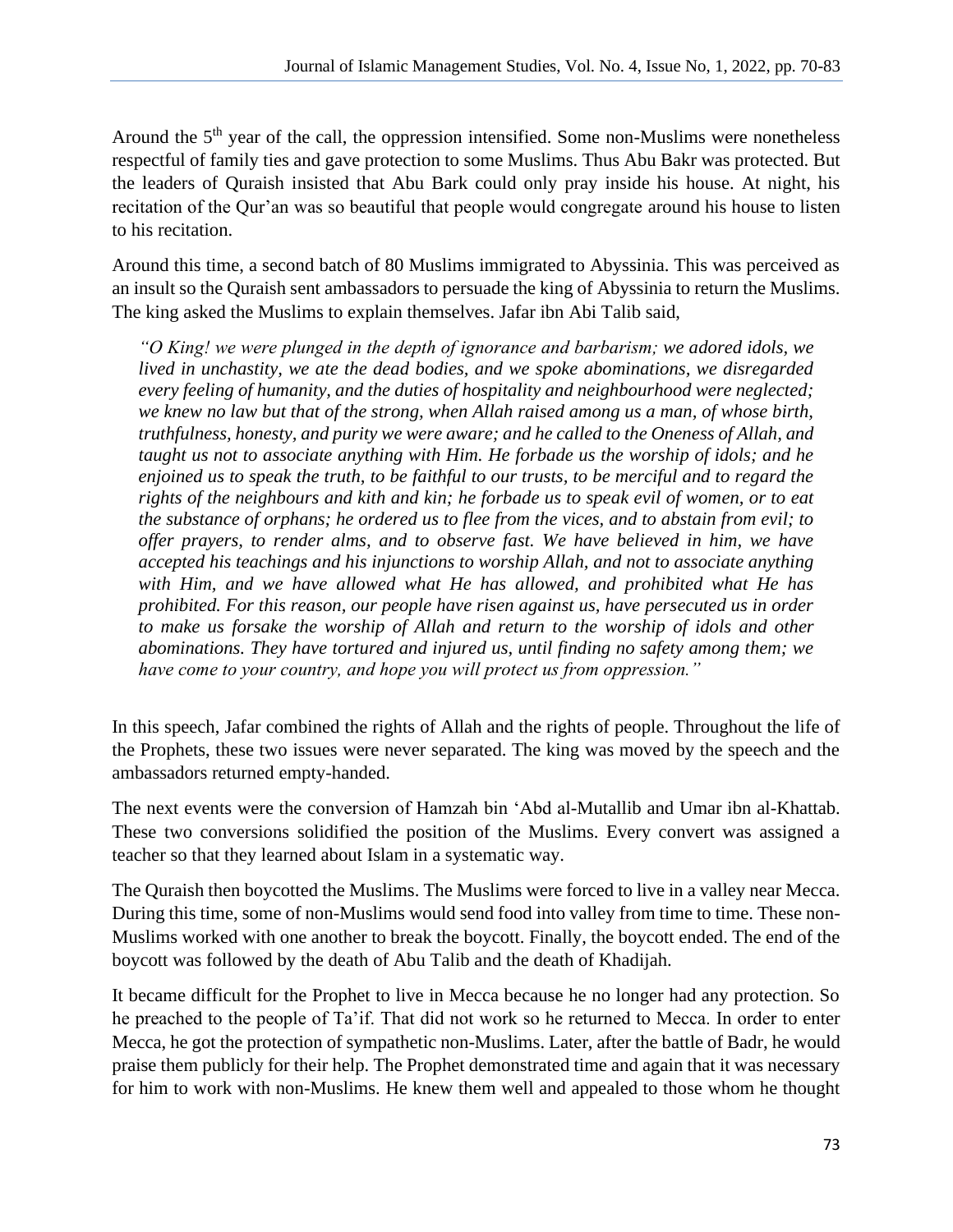Around the 5th year of the call, the oppression intensified. Some non-Muslims were nonetheless respectful of family ties and gave protection to some Muslims. Thus Abu Bakr was protected. But the leaders of Quraish insisted that Abu Bark could only pray inside his house. At night, his recitation of the Qur'an was so beautiful that people would congregate around his house to listen to his recitation.

Around this time, a second batch of 80 Muslims immigrated to Abyssinia. This was perceived as an insult so the Quraish sent ambassadors to persuade the king of Abyssinia to return the Muslims. The king asked the Muslims to explain themselves. Jafar ibn Abi Talib said,

> *"O King! we were plunged in the depth of ignorance and barbarism; we adored idols, we lived in unchastity, we ate the dead bodies, and we spoke abominations, we disregarded every feeling of humanity, and the duties of hospitality and neighbourhood were neglected; we knew no law but that of the strong, when Allah raised among us a man, of whose birth, truthfulness, honesty, and purity we were aware; and he called to the Oneness of Allah, and taught us not to associate anything with Him. He forbade us the worship of idols; and he enjoined us to speak the truth, to be faithful to our trusts, to be merciful and to regard the rights of the neighbours and kith and kin; he forbade us to speak evil of women, or to eat the substance of orphans; he ordered us to flee from the vices, and to abstain from evil; to offer prayers, to render alms, and to observe fast. We have believed in him, we have accepted his teachings and his injunctions to worship Allah, and not to associate anything with Him, and we have allowed what He has allowed, and prohibited what He has prohibited. For this reason, our people have risen against us, have persecuted us in order to make us forsake the worship of Allah and return to the worship of idols and other abominations. They have tortured and injured us, until finding no safety among them; we have come to your country, and hope you will protect us from oppression."*

In this speech, Jafar combined the rights of Allah and the rights of people. Throughout the life of the Prophets, these two issues were never separated. The king was moved by the speech and the ambassadors returned empty-handed.

The next events were the conversion of Hamzah bin 'Abd al-Mutallib and Umar ibn al-Khattab. These two conversions solidified the position of the Muslims. Every convert was assigned a teacher so that they learned about Islam in a systematic way.

The Quraish then boycotted the Muslims. The Muslims were forced to live in a valley near Mecca. During this time, some of non-Muslims would send food into valley from time to time. These non-Muslims worked with one another to break the boycott. Finally, the boycott ended. The end of the boycott was followed by the death of Abu Talib and the death of Khadijah.

It became difficult for the Prophet to live in Mecca because he no longer had any protection. So he preached to the people of Ta'if. That did not work so he returned to Mecca. In order to enter Mecca, he got the protection of sympathetic non-Muslims. Later, after the battle of Badr, he would praise them publicly for their help. The Prophet demonstrated time and again that it was necessary for him to work with non-Muslims. He knew them well and appealed to those whom he thought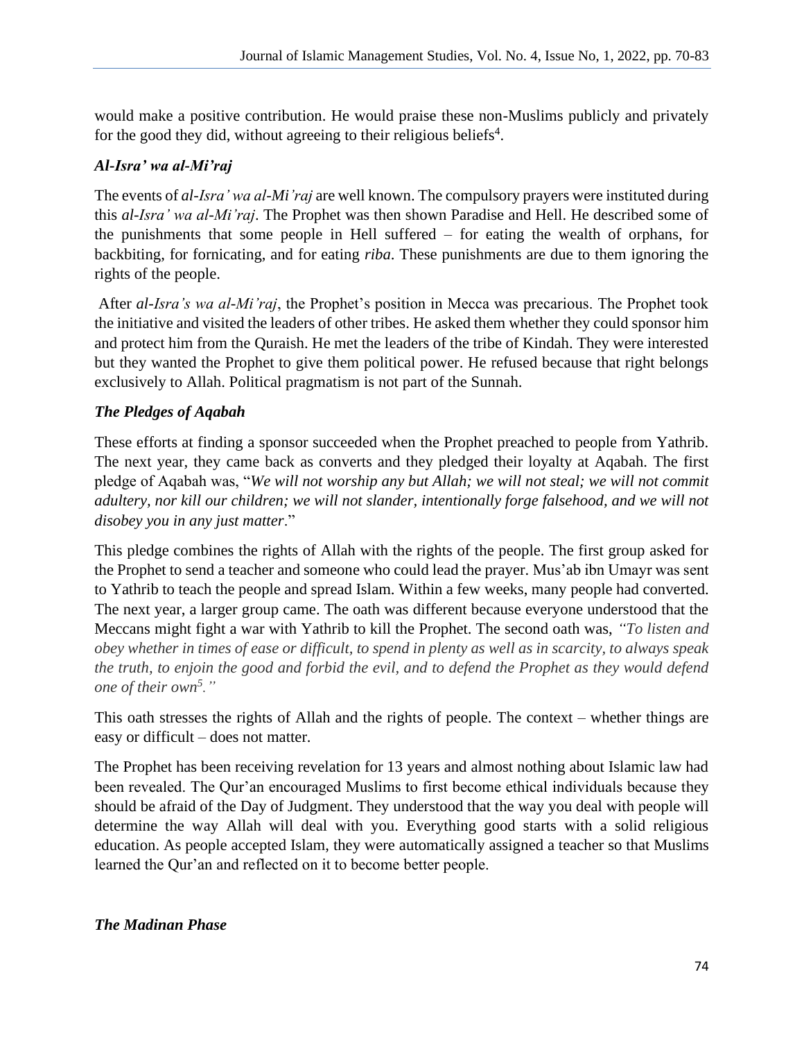would make a positive contribution. He would praise these non-Muslims publicly and privately for the good they did, without agreeing to their religious beliefs[4].

### *Al-Isra' wa al-Mi'raj*

The events of *al-Isra' wa al-Mi'raj* are well known. The compulsory prayers were instituted during this *al-Isra' wa al-Mi'raj*. The Prophet was then shown Paradise and Hell. He described some of the punishments that some people in Hell suffered – for eating the wealth of orphans, for backbiting, for fornicating, and for eating *riba*. These punishments are due to them ignoring the rights of the people.

After *al-Isra's wa al-Mi'raj*, the Prophet's position in Mecca was precarious. The Prophet took the initiative and visited the leaders of other tribes. He asked them whether they could sponsor him and protect him from the Quraish. He met the leaders of the tribe of Kindah. They were interested but they wanted the Prophet to give them political power. He refused because that right belongs exclusively to Allah. Political pragmatism is not part of the Sunnah.

### *The Pledges of Aqabah*

These efforts at finding a sponsor succeeded when the Prophet preached to people from Yathrib. The next year, they came back as converts and they pledged their loyalty at Aqabah. The first pledge of Aqabah was, "*We will not worship any but Allah; we will not steal; we will not commit adultery, nor kill our children; we will not slander, intentionally forge falsehood, and we will not disobey you in any just matter*."

This pledge combines the rights of Allah with the rights of the people. The first group asked for the Prophet to send a teacher and someone who could lead the prayer. Mus'ab ibn Umayr was sent to Yathrib to teach the people and spread Islam. Within a few weeks, many people had converted. The next year, a larger group came. The oath was different because everyone understood that the Meccans might fight a war with Yathrib to kill the Prophet. The second oath was, *"To listen and obey whether in times of ease or difficult, to spend in plenty as well as in scarcity, to always speak the truth, to enjoin the good and forbid the evil, and to defend the Prophet as they would defend one of their own[5]."*

This oath stresses the rights of Allah and the rights of people. The context – whether things are easy or difficult – does not matter.

The Prophet has been receiving revelation for 13 years and almost nothing about Islamic law had been revealed. The Qur'an encouraged Muslims to first become ethical individuals because they should be afraid of the Day of Judgment. They understood that the way you deal with people will determine the way Allah will deal with you. Everything good starts with a solid religious education. As people accepted Islam, they were automatically assigned a teacher so that Muslims learned the Qur'an and reflected on it to become better people.

### *The Madinan Phase*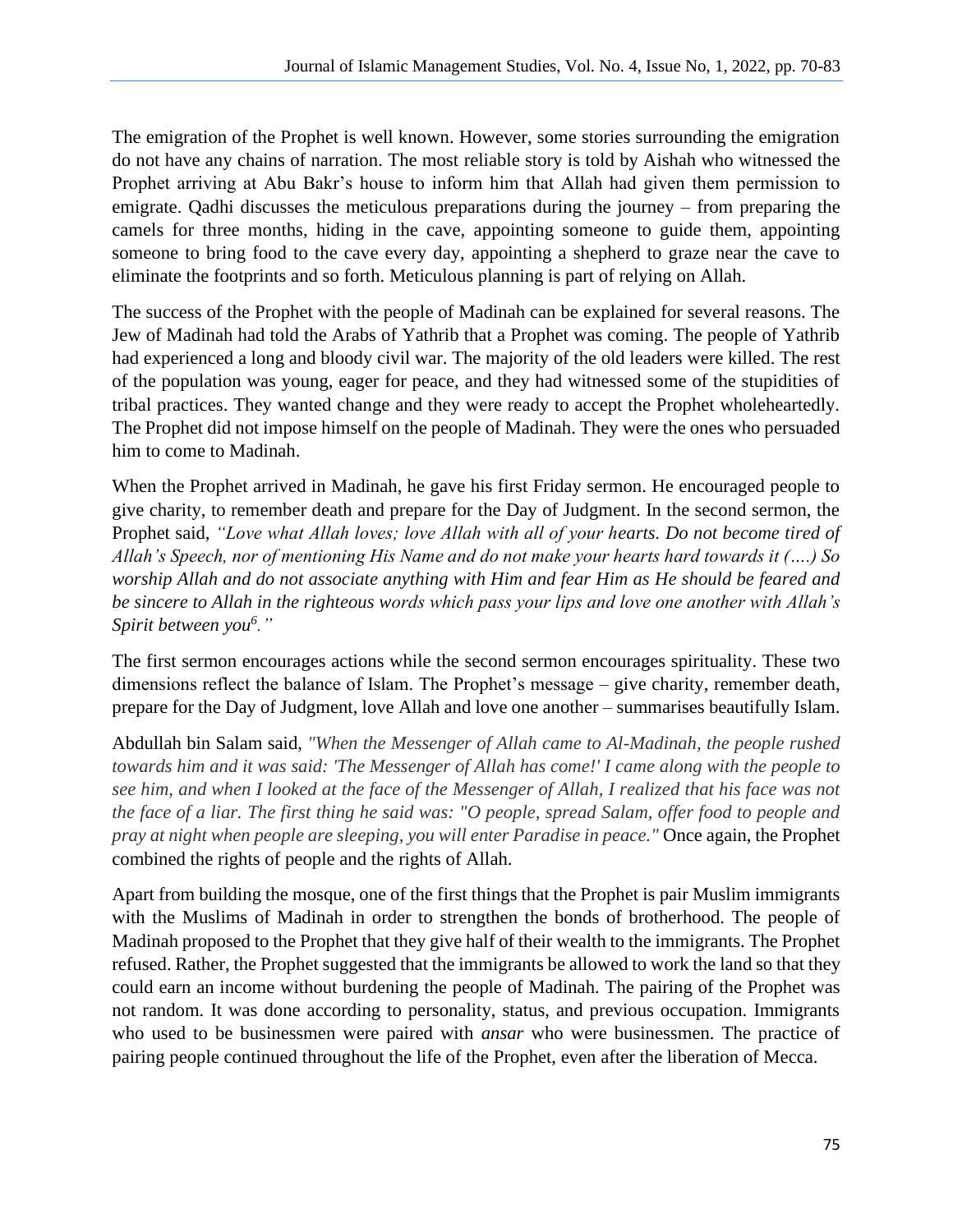The emigration of the Prophet is well known. However, some stories surrounding the emigration do not have any chains of narration. The most reliable story is told by Aishah who witnessed the Prophet arriving at Abu Bakr's house to inform him that Allah had given them permission to emigrate. Qadhi discusses the meticulous preparations during the journey – from preparing the camels for three months, hiding in the cave, appointing someone to guide them, appointing someone to bring food to the cave every day, appointing a shepherd to graze near the cave to eliminate the footprints and so forth. Meticulous planning is part of relying on Allah.

The success of the Prophet with the people of Madinah can be explained for several reasons. The Jew of Madinah had told the Arabs of Yathrib that a Prophet was coming. The people of Yathrib had experienced a long and bloody civil war. The majority of the old leaders were killed. The rest of the population was young, eager for peace, and they had witnessed some of the stupidities of tribal practices. They wanted change and they were ready to accept the Prophet wholeheartedly. The Prophet did not impose himself on the people of Madinah. They were the ones who persuaded him to come to Madinah.

When the Prophet arrived in Madinah, he gave his first Friday sermon. He encouraged people to give charity, to remember death and prepare for the Day of Judgment. In the second sermon, the Prophet said, *"Love what Allah loves; love Allah with all of your hearts. Do not become tired of Allah's Speech, nor of mentioning His Name and do not make your hearts hard towards it (….) So worship Allah and do not associate anything with Him and fear Him as He should be feared and be sincere to Allah in the righteous words which pass your lips and love one another with Allah's Spirit between you[6]."*

The first sermon encourages actions while the second sermon encourages spirituality. These two dimensions reflect the balance of Islam. The Prophet's message – give charity, remember death, prepare for the Day of Judgment, love Allah and love one another – summarises beautifully Islam.

Abdullah bin Salam said, *"When the Messenger of Allah came to Al-Madinah, the people rushed towards him and it was said: 'The Messenger of Allah has come!' I came along with the people to see him, and when I looked at the face of the Messenger of Allah, I realized that his face was not the face of a liar. The first thing he said was: "O people, spread Salam, offer food to people and pray at night when people are sleeping, you will enter Paradise in peace."* Once again, the Prophet combined the rights of people and the rights of Allah.

Apart from building the mosque, one of the first things that the Prophet is pair Muslim immigrants with the Muslims of Madinah in order to strengthen the bonds of brotherhood. The people of Madinah proposed to the Prophet that they give half of their wealth to the immigrants. The Prophet refused. Rather, the Prophet suggested that the immigrants be allowed to work the land so that they could earn an income without burdening the people of Madinah. The pairing of the Prophet was not random. It was done according to personality, status, and previous occupation. Immigrants who used to be businessmen were paired with *ansar* who were businessmen. The practice of pairing people continued throughout the life of the Prophet, even after the liberation of Mecca.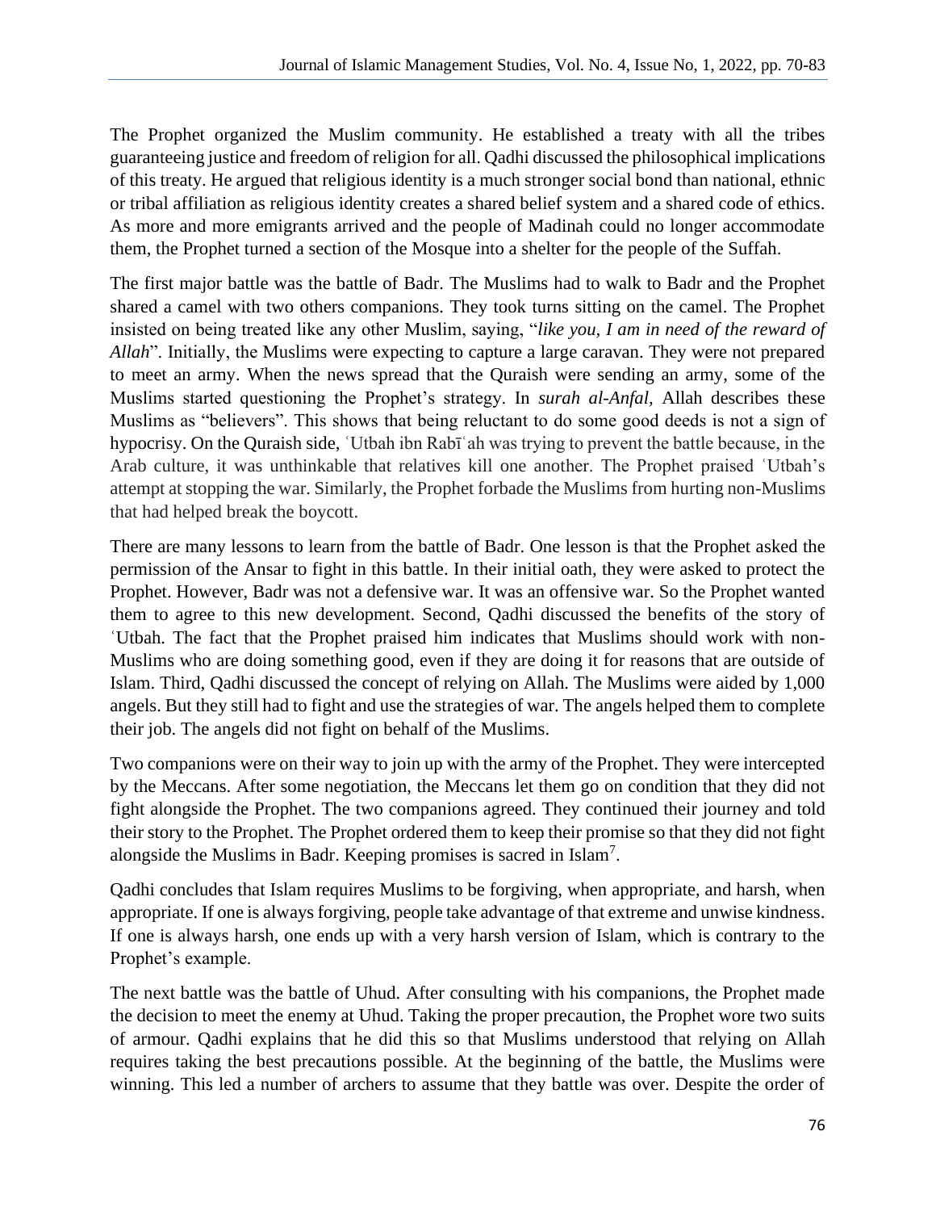The Prophet organized the Muslim community. He established a treaty with all the tribes guaranteeing justice and freedom of religion for all. Qadhi discussed the philosophical implications of this treaty. He argued that religious identity is a much stronger social bond than national, ethnic or tribal affiliation as religious identity creates a shared belief system and a shared code of ethics. As more and more emigrants arrived and the people of Madinah could no longer accommodate them, the Prophet turned a section of the Mosque into a shelter for the people of the Suffah.

The first major battle was the battle of Badr. The Muslims had to walk to Badr and the Prophet shared a camel with two others companions. They took turns sitting on the camel. The Prophet insisted on being treated like any other Muslim, saying, "*like you, I am in need of the reward of Allah*". Initially, the Muslims were expecting to capture a large caravan. They were not prepared to meet an army. When the news spread that the Quraish were sending an army, some of the Muslims started questioning the Prophet's strategy. In *surah al-Anfal,* Allah describes these Muslims as "believers". This shows that being reluctant to do some good deeds is not a sign of hypocrisy. On the Quraish side, ʿUtbah ibn Rabīʿah was trying to prevent the battle because, in the Arab culture, it was unthinkable that relatives kill one another. The Prophet praised ʿUtbah's attempt at stopping the war. Similarly, the Prophet forbade the Muslims from hurting non-Muslims that had helped break the boycott.

There are many lessons to learn from the battle of Badr. One lesson is that the Prophet asked the permission of the Ansar to fight in this battle. In their initial oath, they were asked to protect the Prophet. However, Badr was not a defensive war. It was an offensive war. So the Prophet wanted them to agree to this new development. Second, Qadhi discussed the benefits of the story of ʿUtbah. The fact that the Prophet praised him indicates that Muslims should work with non-Muslims who are doing something good, even if they are doing it for reasons that are outside of Islam. Third, Qadhi discussed the concept of relying on Allah. The Muslims were aided by 1,000 angels. But they still had to fight and use the strategies of war. The angels helped them to complete their job. The angels did not fight on behalf of the Muslims.

Two companions were on their way to join up with the army of the Prophet. They were intercepted by the Meccans. After some negotiation, the Meccans let them go on condition that they did not fight alongside the Prophet. The two companions agreed. They continued their journey and told their story to the Prophet. The Prophet ordered them to keep their promise so that they did not fight alongside the Muslims in Badr. Keeping promises is sacred in Islam[7].

Qadhi concludes that Islam requires Muslims to be forgiving, when appropriate, and harsh, when appropriate. If one is always forgiving, people take advantage of that extreme and unwise kindness. If one is always harsh, one ends up with a very harsh version of Islam, which is contrary to the Prophet's example.

The next battle was the battle of Uhud. After consulting with his companions, the Prophet made the decision to meet the enemy at Uhud. Taking the proper precaution, the Prophet wore two suits of armour. Qadhi explains that he did this so that Muslims understood that relying on Allah requires taking the best precautions possible. At the beginning of the battle, the Muslims were winning. This led a number of archers to assume that they battle was over. Despite the order of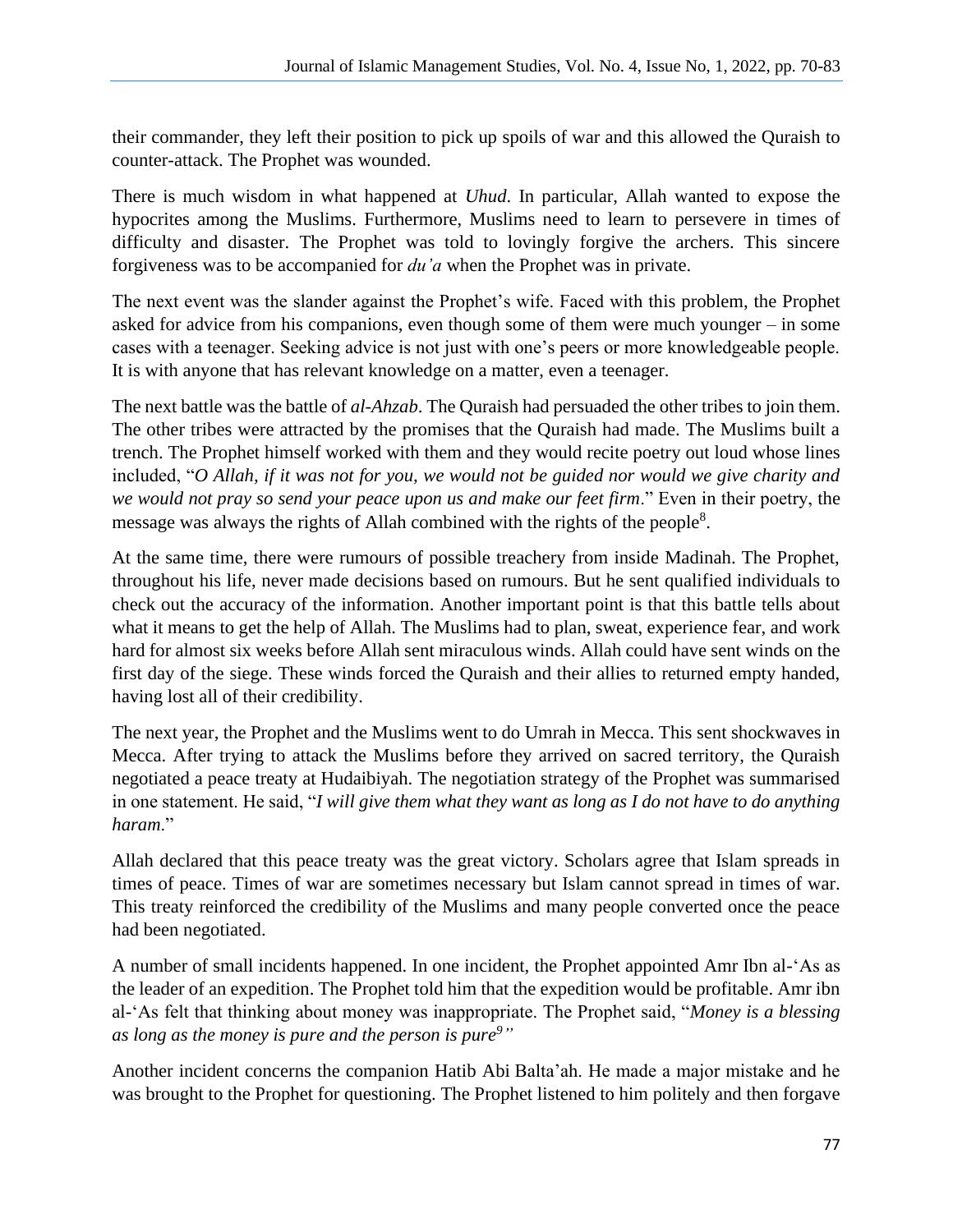their commander, they left their position to pick up spoils of war and this allowed the Quraish to counter-attack. The Prophet was wounded.

There is much wisdom in what happened at *Uhud*. In particular, Allah wanted to expose the hypocrites among the Muslims. Furthermore, Muslims need to learn to persevere in times of difficulty and disaster. The Prophet was told to lovingly forgive the archers. This sincere forgiveness was to be accompanied for *du'a* when the Prophet was in private.

The next event was the slander against the Prophet's wife. Faced with this problem, the Prophet asked for advice from his companions, even though some of them were much younger – in some cases with a teenager. Seeking advice is not just with one's peers or more knowledgeable people. It is with anyone that has relevant knowledge on a matter, even a teenager.

The next battle was the battle of *al-Ahzab*. The Quraish had persuaded the other tribes to join them. The other tribes were attracted by the promises that the Quraish had made. The Muslims built a trench. The Prophet himself worked with them and they would recite poetry out loud whose lines included, "*O Allah, if it was not for you, we would not be guided nor would we give charity and we would not pray so send your peace upon us and make our feet firm*." Even in their poetry, the message was always the rights of Allah combined with the rights of the people[8].

At the same time, there were rumours of possible treachery from inside Madinah. The Prophet, throughout his life, never made decisions based on rumours. But he sent qualified individuals to check out the accuracy of the information. Another important point is that this battle tells about what it means to get the help of Allah. The Muslims had to plan, sweat, experience fear, and work hard for almost six weeks before Allah sent miraculous winds. Allah could have sent winds on the first day of the siege. These winds forced the Quraish and their allies to returned empty handed, having lost all of their credibility.

The next year, the Prophet and the Muslims went to do Umrah in Mecca. This sent shockwaves in Mecca. After trying to attack the Muslims before they arrived on sacred territory, the Quraish negotiated a peace treaty at Hudaibiyah. The negotiation strategy of the Prophet was summarised in one statement. He said, "*I will give them what they want as long as I do not have to do anything haram*."

Allah declared that this peace treaty was the great victory. Scholars agree that Islam spreads in times of peace. Times of war are sometimes necessary but Islam cannot spread in times of war. This treaty reinforced the credibility of the Muslims and many people converted once the peace had been negotiated.

A number of small incidents happened. In one incident, the Prophet appointed Amr Ibn al-'As as the leader of an expedition. The Prophet told him that the expedition would be profitable. Amr ibn al-'As felt that thinking about money was inappropriate. The Prophet said, "*Money is a blessing as long as the money is pure and the person is pure*[9]"

Another incident concerns the companion Hatib Abi Balta'ah. He made a major mistake and he was brought to the Prophet for questioning. The Prophet listened to him politely and then forgave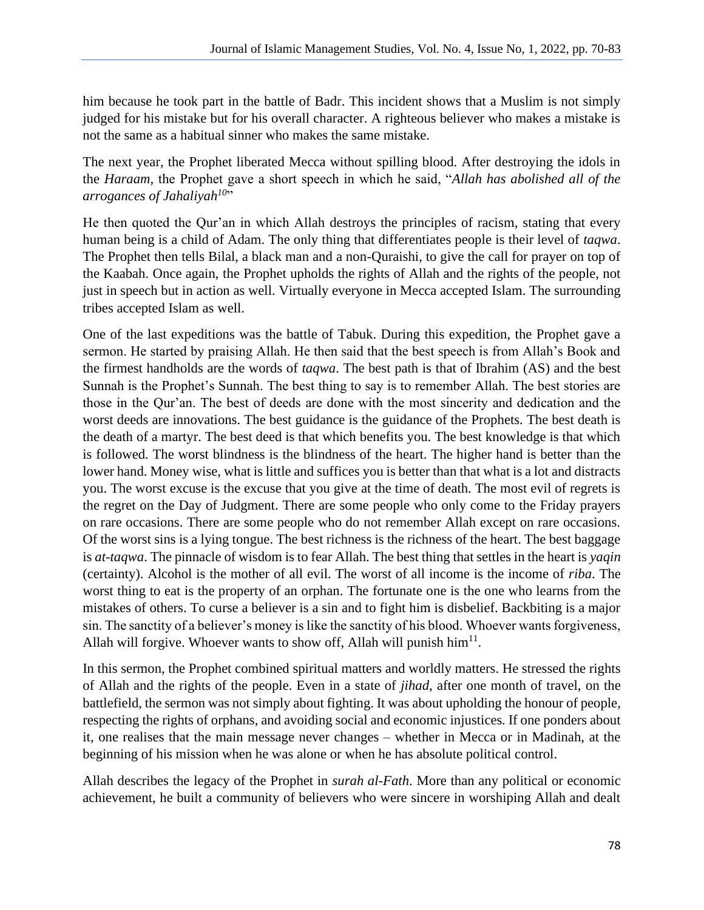him because he took part in the battle of Badr. This incident shows that a Muslim is not simply judged for his mistake but for his overall character. A righteous believer who makes a mistake is not the same as a habitual sinner who makes the same mistake.

The next year, the Prophet liberated Mecca without spilling blood. After destroying the idols in the *Haraam*, the Prophet gave a short speech in which he said, "*Allah has abolished all of the arrogances of Jahaliyah*[10]"

He then quoted the Qur'an in which Allah destroys the principles of racism, stating that every human being is a child of Adam. The only thing that differentiates people is their level of *taqwa*. The Prophet then tells Bilal, a black man and a non-Quraishi, to give the call for prayer on top of the Kaabah. Once again, the Prophet upholds the rights of Allah and the rights of the people, not just in speech but in action as well. Virtually everyone in Mecca accepted Islam. The surrounding tribes accepted Islam as well.

One of the last expeditions was the battle of Tabuk. During this expedition, the Prophet gave a sermon. He started by praising Allah. He then said that the best speech is from Allah's Book and the firmest handholds are the words of *taqwa*. The best path is that of Ibrahim (AS) and the best Sunnah is the Prophet's Sunnah. The best thing to say is to remember Allah. The best stories are those in the Qur'an. The best of deeds are done with the most sincerity and dedication and the worst deeds are innovations. The best guidance is the guidance of the Prophets. The best death is the death of a martyr. The best deed is that which benefits you. The best knowledge is that which is followed. The worst blindness is the blindness of the heart. The higher hand is better than the lower hand. Money wise, what is little and suffices you is better than that what is a lot and distracts you. The worst excuse is the excuse that you give at the time of death. The most evil of regrets is the regret on the Day of Judgment. There are some people who only come to the Friday prayers on rare occasions. There are some people who do not remember Allah except on rare occasions. Of the worst sins is a lying tongue. The best richness is the richness of the heart. The best baggage is *at-taqwa*. The pinnacle of wisdom is to fear Allah. The best thing that settles in the heart is *yaqin* (certainty). Alcohol is the mother of all evil. The worst of all income is the income of *riba*. The worst thing to eat is the property of an orphan. The fortunate one is the one who learns from the mistakes of others. To curse a believer is a sin and to fight him is disbelief. Backbiting is a major sin. The sanctity of a believer's money is like the sanctity of his blood. Whoever wants forgiveness, Allah will forgive. Whoever wants to show off, Allah will punish him[11].

In this sermon, the Prophet combined spiritual matters and worldly matters. He stressed the rights of Allah and the rights of the people. Even in a state of *jihad*, after one month of travel, on the battlefield, the sermon was not simply about fighting. It was about upholding the honour of people, respecting the rights of orphans, and avoiding social and economic injustices. If one ponders about it, one realises that the main message never changes – whether in Mecca or in Madinah, at the beginning of his mission when he was alone or when he has absolute political control.

Allah describes the legacy of the Prophet in *surah al-Fath*. More than any political or economic achievement, he built a community of believers who were sincere in worshiping Allah and dealt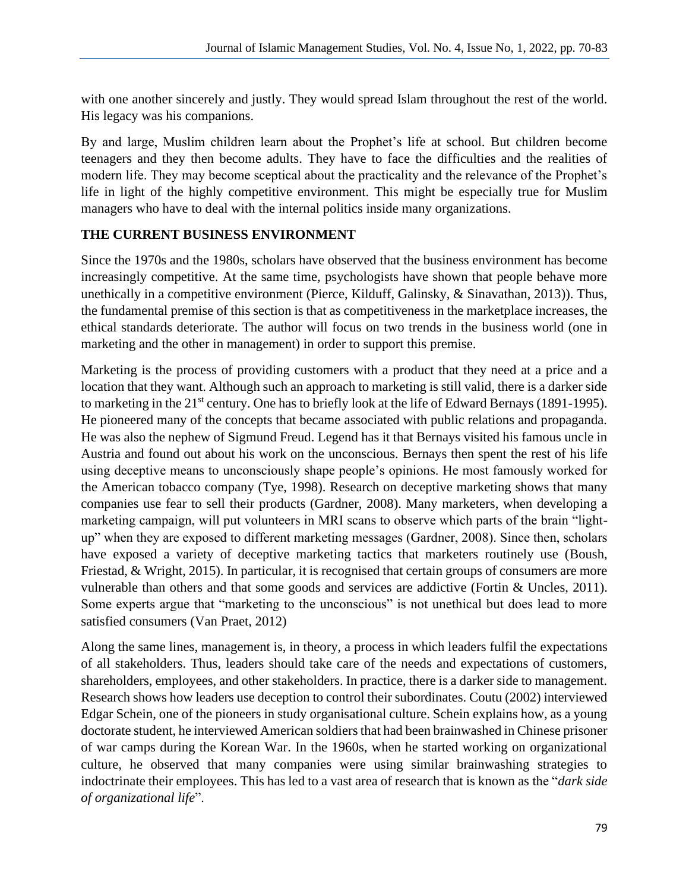with one another sincerely and justly. They would spread Islam throughout the rest of the world. His legacy was his companions.

By and large, Muslim children learn about the Prophet's life at school. But children become teenagers and they then become adults. They have to face the difficulties and the realities of modern life. They may become sceptical about the practicality and the relevance of the Prophet's life in light of the highly competitive environment. This might be especially true for Muslim managers who have to deal with the internal politics inside many organizations.

## THE CURRENT BUSINESS ENVIRONMENT

Since the 1970s and the 1980s, scholars have observed that the business environment has become increasingly competitive. At the same time, psychologists have shown that people behave more unethically in a competitive environment (Pierce, Kilduff, Galinsky, & Sinavathan, 2013)). Thus, the fundamental premise of this section is that as competitiveness in the marketplace increases, the ethical standards deteriorate. The author will focus on two trends in the business world (one in marketing and the other in management) in order to support this premise.

Marketing is the process of providing customers with a product that they need at a price and a location that they want. Although such an approach to marketing is still valid, there is a darker side to marketing in the 21st century. One has to briefly look at the life of Edward Bernays (1891-1995). He pioneered many of the concepts that became associated with public relations and propaganda. He was also the nephew of Sigmund Freud. Legend has it that Bernays visited his famous uncle in Austria and found out about his work on the unconscious. Bernays then spent the rest of his life using deceptive means to unconsciously shape people's opinions. He most famously worked for the American tobacco company (Tye, 1998). Research on deceptive marketing shows that many companies use fear to sell their products (Gardner, 2008). Many marketers, when developing a marketing campaign, will put volunteers in MRI scans to observe which parts of the brain "light-up" when they are exposed to different marketing messages (Gardner, 2008). Since then, scholars have exposed a variety of deceptive marketing tactics that marketers routinely use (Boush, Friestad, & Wright, 2015). In particular, it is recognised that certain groups of consumers are more vulnerable than others and that some goods and services are addictive (Fortin & Uncles, 2011). Some experts argue that "marketing to the unconscious" is not unethical but does lead to more satisfied consumers (Van Praet, 2012)

Along the same lines, management is, in theory, a process in which leaders fulfil the expectations of all stakeholders. Thus, leaders should take care of the needs and expectations of customers, shareholders, employees, and other stakeholders. In practice, there is a darker side to management. Research shows how leaders use deception to control their subordinates. Coutu (2002) interviewed Edgar Schein, one of the pioneers in study organisational culture. Schein explains how, as a young doctorate student, he interviewed American soldiers that had been brainwashed in Chinese prisoner of war camps during the Korean War. In the 1960s, when he started working on organizational culture, he observed that many companies were using similar brainwashing strategies to indoctrinate their employees. This has led to a vast area of research that is known as the "*dark side of organizational life*".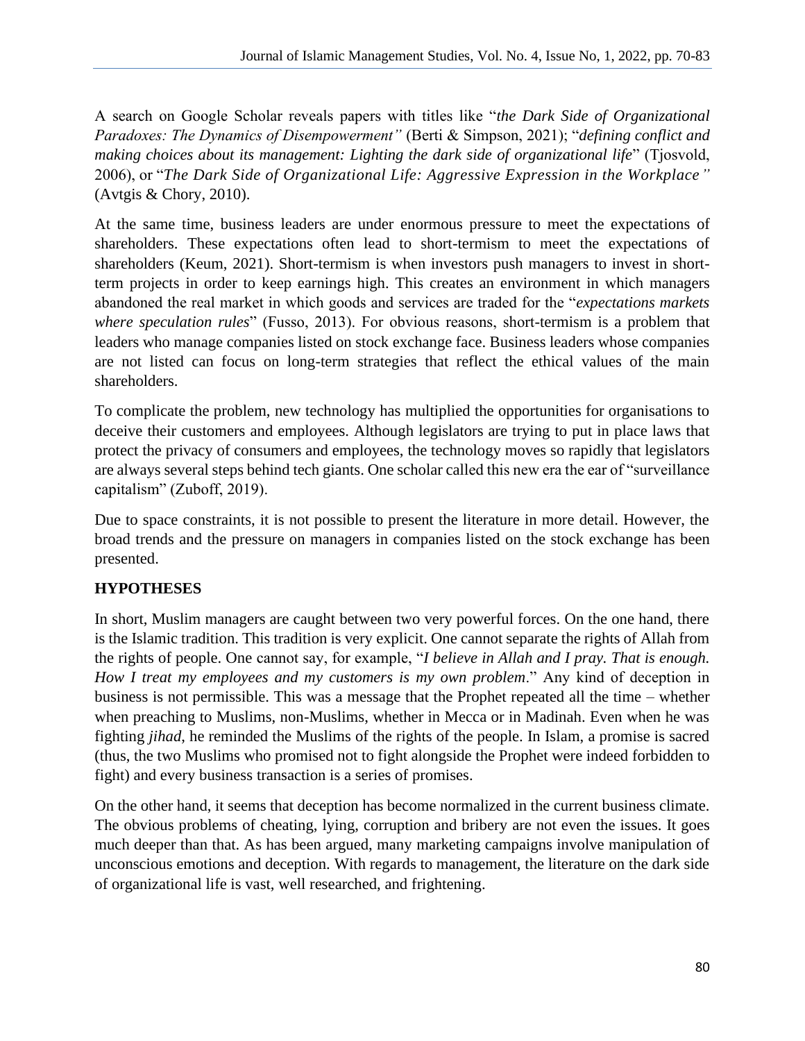A search on Google Scholar reveals papers with titles like "*the Dark Side of Organizational Paradoxes: The Dynamics of Disempowerment"* (Berti & Simpson, 2021); "*defining conflict and making choices about its management: Lighting the dark side of organizational life*" (Tjosvold, 2006), or "*The Dark Side of Organizational Life: Aggressive Expression in the Workplace"* (Avtgis & Chory, 2010).

At the same time, business leaders are under enormous pressure to meet the expectations of shareholders. These expectations often lead to short-termism to meet the expectations of shareholders (Keum, 2021). Short-termism is when investors push managers to invest in short-term projects in order to keep earnings high. This creates an environment in which managers abandoned the real market in which goods and services are traded for the "*expectations markets where speculation rules*" (Fusso, 2013). For obvious reasons, short-termism is a problem that leaders who manage companies listed on stock exchange face. Business leaders whose companies are not listed can focus on long-term strategies that reflect the ethical values of the main shareholders.

To complicate the problem, new technology has multiplied the opportunities for organisations to deceive their customers and employees. Although legislators are trying to put in place laws that protect the privacy of consumers and employees, the technology moves so rapidly that legislators are always several steps behind tech giants. One scholar called this new era the ear of "surveillance capitalism" (Zuboff, 2019).

Due to space constraints, it is not possible to present the literature in more detail. However, the broad trends and the pressure on managers in companies listed on the stock exchange has been presented.

## HYPOTHESES

In short, Muslim managers are caught between two very powerful forces. On the one hand, there is the Islamic tradition. This tradition is very explicit. One cannot separate the rights of Allah from the rights of people. One cannot say, for example, "*I believe in Allah and I pray. That is enough. How I treat my employees and my customers is my own problem*." Any kind of deception in business is not permissible. This was a message that the Prophet repeated all the time – whether when preaching to Muslims, non-Muslims, whether in Mecca or in Madinah. Even when he was fighting *jihad*, he reminded the Muslims of the rights of the people. In Islam, a promise is sacred (thus, the two Muslims who promised not to fight alongside the Prophet were indeed forbidden to fight) and every business transaction is a series of promises.

On the other hand, it seems that deception has become normalized in the current business climate. The obvious problems of cheating, lying, corruption and bribery are not even the issues. It goes much deeper than that. As has been argued, many marketing campaigns involve manipulation of unconscious emotions and deception. With regards to management, the literature on the dark side of organizational life is vast, well researched, and frightening.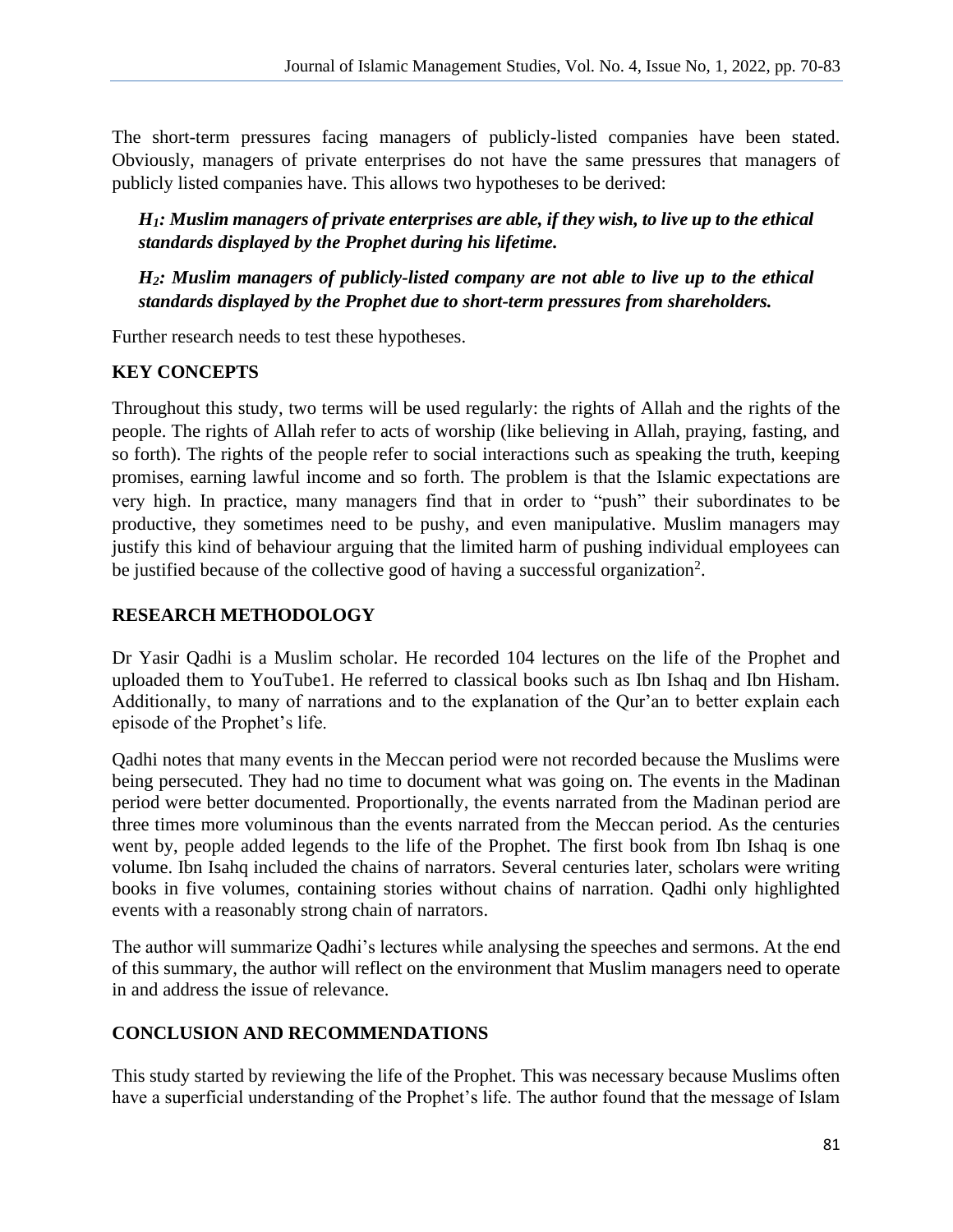The short-term pressures facing managers of publicly-listed companies have been stated. Obviously, managers of private enterprises do not have the same pressures that managers of publicly listed companies have. This allows two hypotheses to be derived:

> ***$H_1$: Muslim managers of private enterprises are able, if they wish, to live up to the ethical standards displayed by the Prophet during his lifetime.***
>
> ***$H_2$: Muslim managers of publicly-listed company are not able to live up to the ethical standards displayed by the Prophet due to short-term pressures from shareholders.***

Further research needs to test these hypotheses.

## KEY CONCEPTS

Throughout this study, two terms will be used regularly: the rights of Allah and the rights of the people. The rights of Allah refer to acts of worship (like believing in Allah, praying, fasting, and so forth). The rights of the people refer to social interactions such as speaking the truth, keeping promises, earning lawful income and so forth. The problem is that the Islamic expectations are very high. In practice, many managers find that in order to "push" their subordinates to be productive, they sometimes need to be pushy, and even manipulative. Muslim managers may justify this kind of behaviour arguing that the limited harm of pushing individual employees can be justified because of the collective good of having a successful organization[2].

## RESEARCH METHODOLOGY

Dr Yasir Qadhi is a Muslim scholar. He recorded 104 lectures on the life of the Prophet and uploaded them to YouTube1. He referred to classical books such as Ibn Ishaq and Ibn Hisham. Additionally, to many of narrations and to the explanation of the Qur'an to better explain each episode of the Prophet's life.

Qadhi notes that many events in the Meccan period were not recorded because the Muslims were being persecuted. They had no time to document what was going on. The events in the Madinan period were better documented. Proportionally, the events narrated from the Madinan period are three times more voluminous than the events narrated from the Meccan period. As the centuries went by, people added legends to the life of the Prophet. The first book from Ibn Ishaq is one volume. Ibn Isahq included the chains of narrators. Several centuries later, scholars were writing books in five volumes, containing stories without chains of narration. Qadhi only highlighted events with a reasonably strong chain of narrators.

The author will summarize Qadhi's lectures while analysing the speeches and sermons. At the end of this summary, the author will reflect on the environment that Muslim managers need to operate in and address the issue of relevance.

## CONCLUSION AND RECOMMENDATIONS

This study started by reviewing the life of the Prophet. This was necessary because Muslims often have a superficial understanding of the Prophet's life. The author found that the message of Islam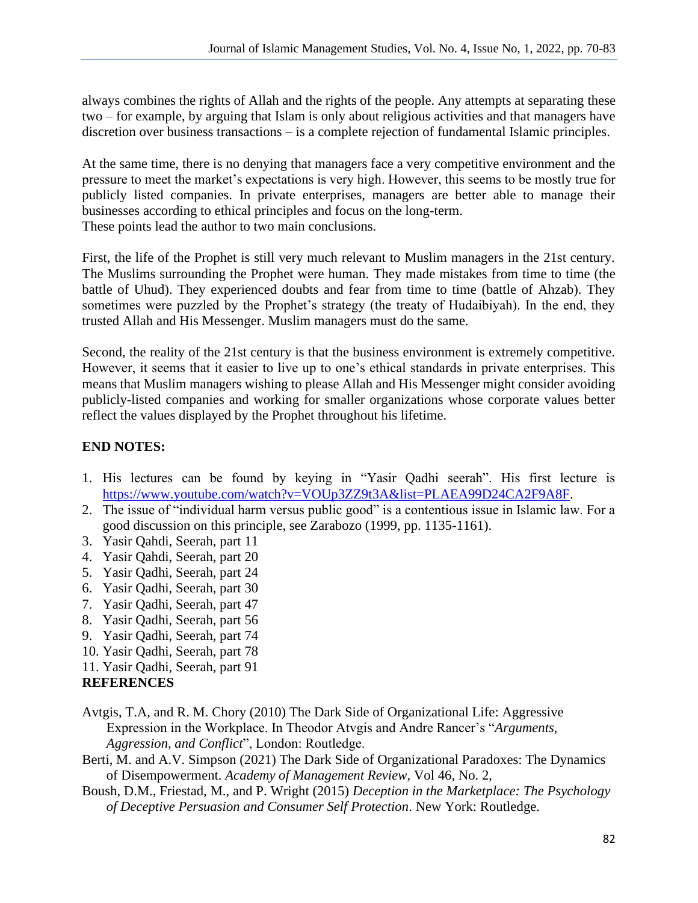always combines the rights of Allah and the rights of the people. Any attempts at separating these two – for example, by arguing that Islam is only about religious activities and that managers have discretion over business transactions – is a complete rejection of fundamental Islamic principles.

At the same time, there is no denying that managers face a very competitive environment and the pressure to meet the market's expectations is very high. However, this seems to be mostly true for publicly listed companies. In private enterprises, managers are better able to manage their businesses according to ethical principles and focus on the long-term.
These points lead the author to two main conclusions.

First, the life of the Prophet is still very much relevant to Muslim managers in the 21st century. The Muslims surrounding the Prophet were human. They made mistakes from time to time (the battle of Uhud). They experienced doubts and fear from time to time (battle of Ahzab). They sometimes were puzzled by the Prophet's strategy (the treaty of Hudaibiyah). In the end, they trusted Allah and His Messenger. Muslim managers must do the same.

Second, the reality of the 21st century is that the business environment is extremely competitive. However, it seems that it easier to live up to one's ethical standards in private enterprises. This means that Muslim managers wishing to please Allah and His Messenger might consider avoiding publicly-listed companies and working for smaller organizations whose corporate values better reflect the values displayed by the Prophet throughout his lifetime.

## END NOTES:

1. His lectures can be found by keying in "Yasir Qadhi seerah". His first lecture is https://www.youtube.com/watch?v=VOUp3ZZ9t3A&list=PLAEA99D24CA2F9A8F.
2. The issue of "individual harm versus public good" is a contentious issue in Islamic law. For a good discussion on this principle, see Zarabozo (1999, pp. 1135-1161).
3. Yasir Qahdi, Seerah, part 11
4. Yasir Qahdi, Seerah, part 20
5. Yasir Qadhi, Seerah, part 24
6. Yasir Qadhi, Seerah, part 30
7. Yasir Qadhi, Seerah, part 47
8. Yasir Qadhi, Seerah, part 56
9. Yasir Qadhi, Seerah, part 74
10. Yasir Qadhi, Seerah, part 78
11. Yasir Qadhi, Seerah, part 91

## REFERENCES

Avtgis, T.A, and R. M. Chory (2010) The Dark Side of Organizational Life: Aggressive Expression in the Workplace. In Theodor Atvgis and Andre Rancer's "*Arguments, Aggression, and Conflict*", London: Routledge.

Berti, M. and A.V. Simpson (2021) The Dark Side of Organizational Paradoxes: The Dynamics of Disempowerment. *Academy of Management Review*, Vol 46, No. 2,

Boush, D.M., Friestad, M., and P. Wright (2015) *Deception in the Marketplace: The Psychology of Deceptive Persuasion and Consumer Self Protection*. New York: Routledge.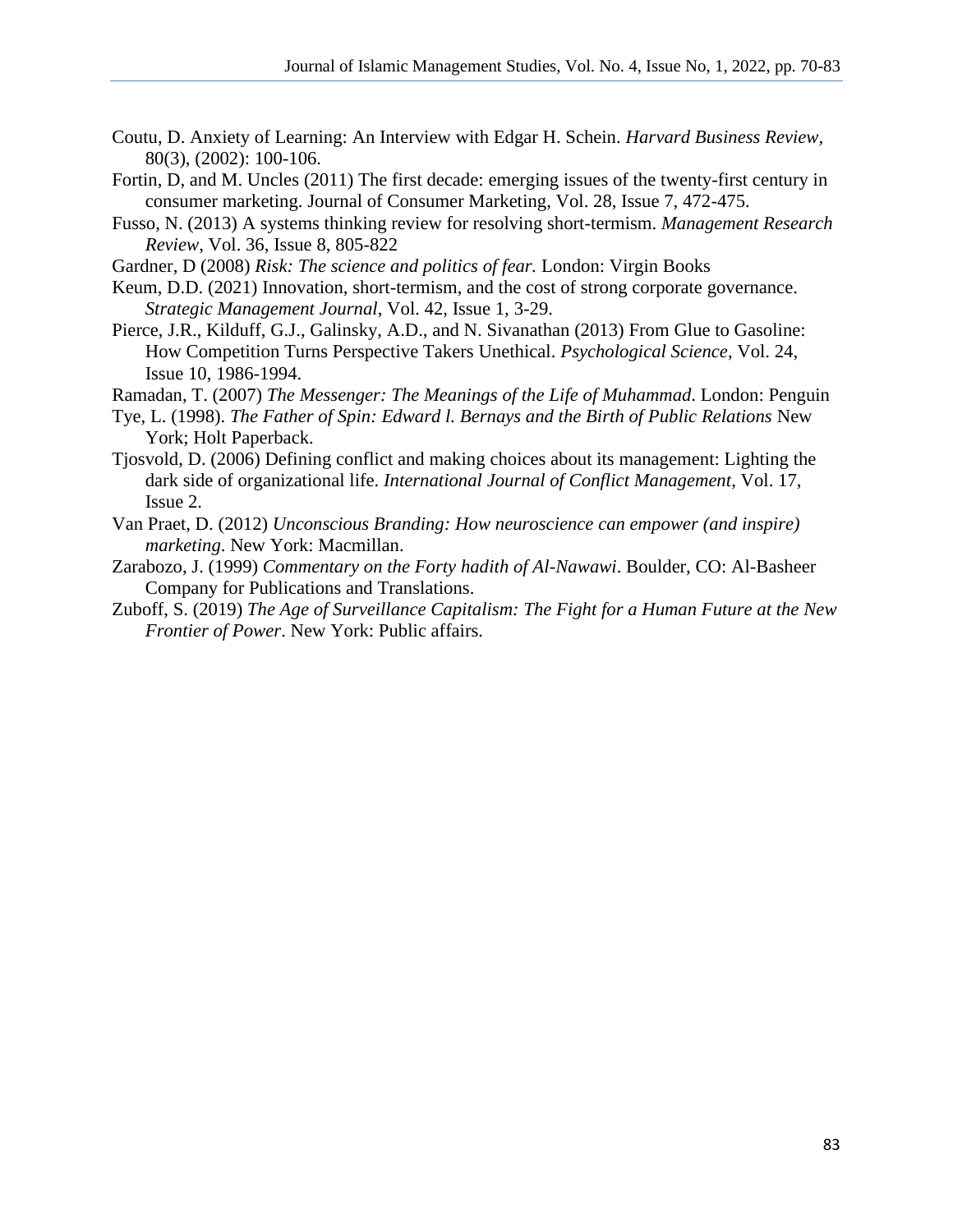Coutu, D. Anxiety of Learning: An Interview with Edgar H. Schein. *Harvard Business Review*, 80(3), (2002): 100-106.

Fortin, D, and M. Uncles (2011) The first decade: emerging issues of the twenty-first century in consumer marketing. Journal of Consumer Marketing, Vol. 28, Issue 7, 472-475.

Fusso, N. (2013) A systems thinking review for resolving short-termism. *Management Research Review*, Vol. 36, Issue 8, 805-822

Gardner, D (2008) *Risk: The science and politics of fear.* London: Virgin Books

Keum, D.D. (2021) Innovation, short-termism, and the cost of strong corporate governance. *Strategic Management Journal*, Vol. 42, Issue 1, 3-29.

Pierce, J.R., Kilduff, G.J., Galinsky, A.D., and N. Sivanathan (2013) From Glue to Gasoline: How Competition Turns Perspective Takers Unethical. *Psychological Science*, Vol. 24, Issue 10, 1986-1994.

Ramadan, T. (2007) *The Messenger: The Meanings of the Life of Muhammad*. London: Penguin

Tye, L. (1998). *The Father of Spin: Edward l. Bernays and the Birth of Public Relations* New York; Holt Paperback.

Tjosvold, D. (2006) Defining conflict and making choices about its management: Lighting the dark side of organizational life. *International Journal of Conflict Management*, Vol. 17, Issue 2.

Van Praet, D. (2012) *Unconscious Branding: How neuroscience can empower (and inspire) marketing*. New York: Macmillan.

Zarabozo, J. (1999) *Commentary on the Forty hadith of Al-Nawawi*. Boulder, CO: Al-Basheer Company for Publications and Translations.

Zuboff, S. (2019) *The Age of Surveillance Capitalism: The Fight for a Human Future at the New Frontier of Power*. New York: Public affairs.